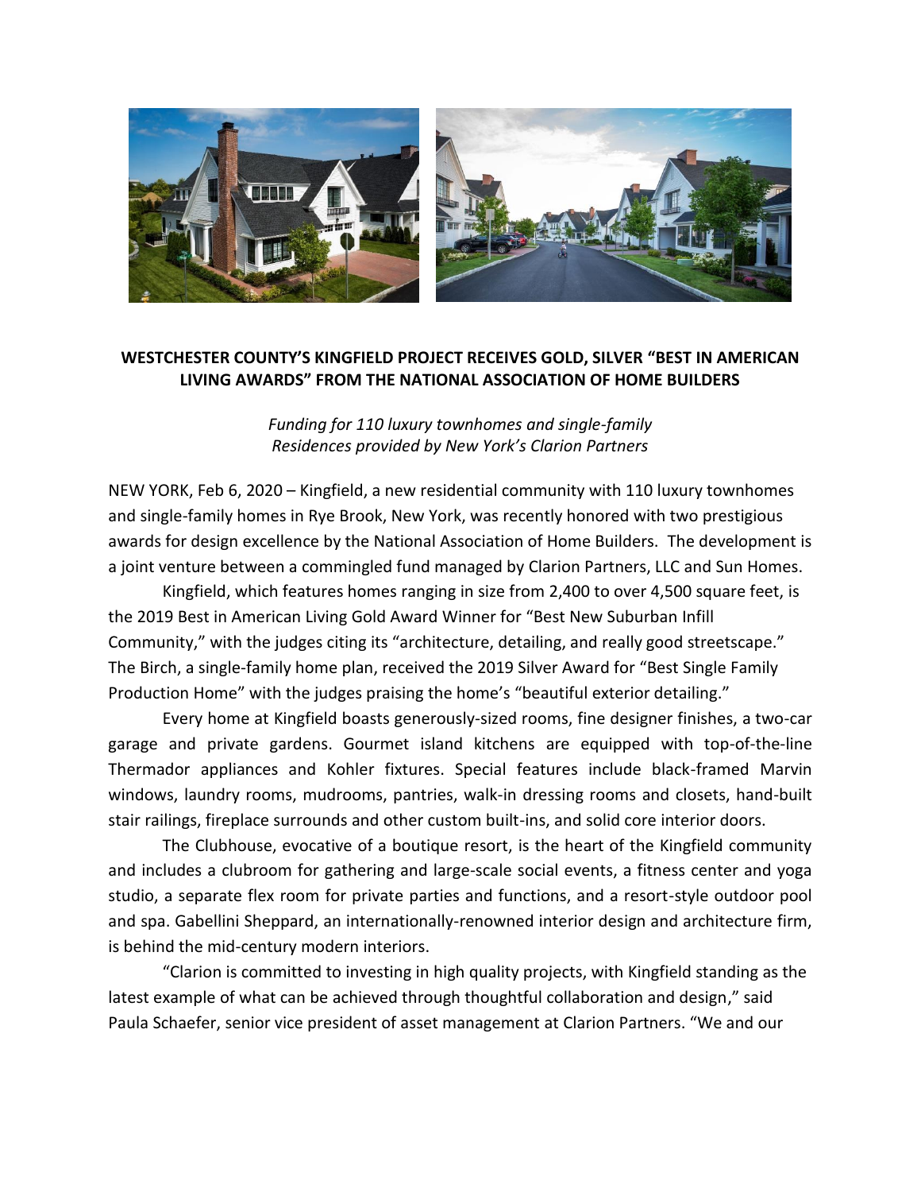**WESTCHESTER COUNTY'S KINGFIELD PROJECT RECEIVES GOLD, SILVER "BEST IN AMERICAN LIVING AWARDS" FROM THE NATIONAL ASSOCIATION OF HOME BUILDERS**

*Funding for 110 luxury townhomes and single-family Residences provided by New York's Clarion Partners*

NEW YORK, Feb 6, 2020 – Kingfield, a new residential community with 110 luxury townhomes and single-family homes in Rye Brook, New York, was recently honored with two prestigious awards for design excellence by the National Association of Home Builders. The development is a joint venture between a commingled fund managed by Clarion Partners, LLC and Sun Homes.

Kingfield, which features homes ranging in size from 2,400 to over 4,500 square feet, is the 2019 Best in American Living Gold Award Winner for "Best New Suburban Infill Community," with the judges citing its "architecture, detailing, and really good streetscape." The Birch, a single-family home plan, received the 2019 Silver Award for "Best Single Family Production Home" with the judges praising the home's "beautiful exterior detailing."

Every home at Kingfield boasts generously-sized rooms, fine designer finishes, a two-car garage and private gardens. Gourmet island kitchens are equipped with top-of-the-line Thermador appliances and Kohler fixtures. Special features include black-framed Marvin windows, laundry rooms, mudrooms, pantries, walk-in dressing rooms and closets, hand-built stair railings, fireplace surrounds and other custom built-ins, and solid core interior doors.

The Clubhouse, evocative of a boutique resort, is the heart of the Kingfield community and includes a clubroom for gathering and large-scale social events, a fitness center and yoga studio, a separate flex room for private parties and functions, and a resort-style outdoor pool and spa. Gabellini Sheppard, an internationally-renowned interior design and architecture firm, is behind the mid-century modern interiors.

"Clarion is committed to investing in high quality projects, with Kingfield standing as the latest example of what can be achieved through thoughtful collaboration and design," said Paula Schaefer, senior vice president of asset management at Clarion Partners. "We and our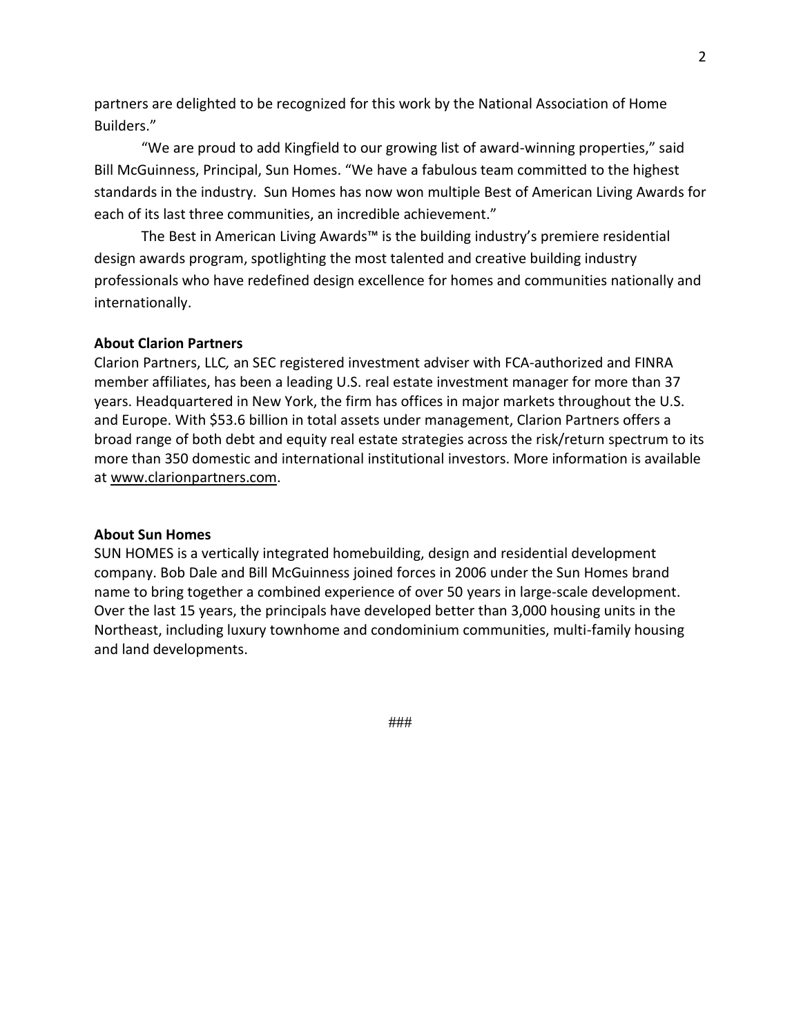partners are delighted to be recognized for this work by the National Association of Home Builders."

"We are proud to add Kingfield to our growing list of award-winning properties," said Bill McGuinness, Principal, Sun Homes. "We have a fabulous team committed to the highest standards in the industry. Sun Homes has now won multiple Best of American Living Awards for each of its last three communities, an incredible achievement."

The Best in American Living Awards™ is the building industry's premiere residential design awards program, spotlighting the most talented and creative building industry professionals who have redefined design excellence for homes and communities nationally and internationally.

**About Clarion Partners**

Clarion Partners, LLC*,* an SEC registered investment adviser with FCA-authorized and FINRA member affiliates, has been a leading U.S. real estate investment manager for more than 37 years. Headquartered in New York, the firm has offices in major markets throughout the U.S. and Europe. With $53.6 billion in total assets under management, Clarion Partners offers a broad range of both debt and equity real estate strategies across the risk/return spectrum to its more than 350 domestic and international institutional investors. More information is available at www.clarionpartners.com.

**About Sun Homes**

SUN HOMES is a vertically integrated homebuilding, design and residential development company. Bob Dale and Bill McGuinness joined forces in 2006 under the Sun Homes brand name to bring together a combined experience of over 50 years in large-scale development. Over the last 15 years, the principals have developed better than 3,000 housing units in the Northeast, including luxury townhome and condominium communities, multi-family housing and land developments.

###